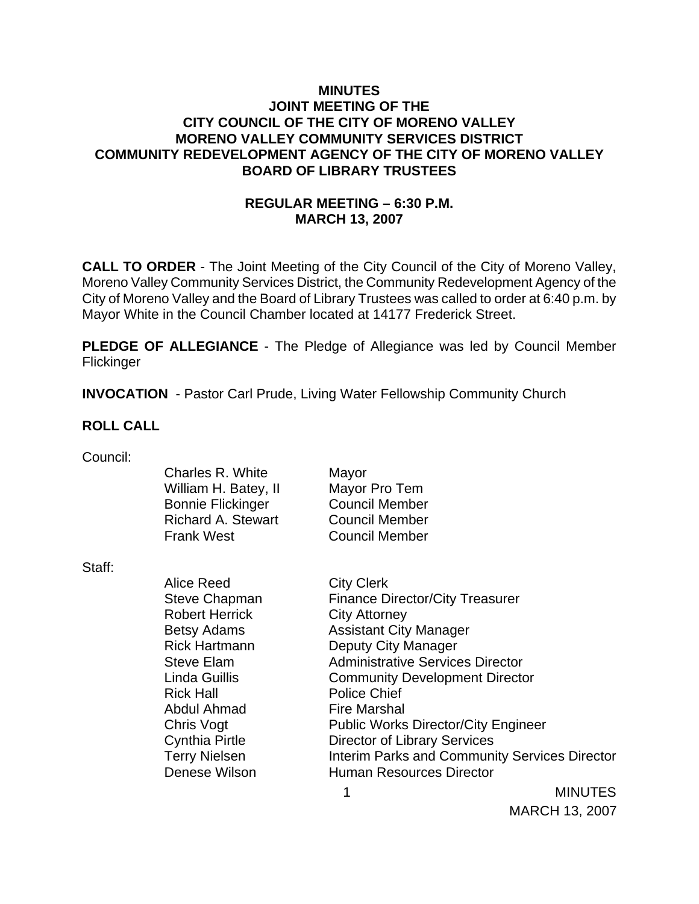# MINUTES
## JOINT MEETING OF THE
## CITY COUNCIL OF THE CITY OF MORENO VALLEY
## MORENO VALLEY COMMUNITY SERVICES DISTRICT
## COMMUNITY REDEVELOPMENT AGENCY OF THE CITY OF MORENO VALLEY
## BOARD OF LIBRARY TRUSTEES

### REGULAR MEETING – 6:30 P.M.
### MARCH 13, 2007

**CALL TO ORDER** - The Joint Meeting of the City Council of the City of Moreno Valley, Moreno Valley Community Services District, the Community Redevelopment Agency of the City of Moreno Valley and the Board of Library Trustees was called to order at 6:40 p.m. by Mayor White in the Council Chamber located at 14177 Frederick Street.

**PLEDGE OF ALLEGIANCE** - The Pledge of Allegiance was led by Council Member Flickinger

**INVOCATION** - Pastor Carl Prude, Living Water Fellowship Community Church

**ROLL CALL**

Council:

| | |
|---|---|
| Charles R. White | Mayor |
| William H. Batey, II | Mayor Pro Tem |
| Bonnie Flickinger | Council Member |
| Richard A. Stewart | Council Member |
| Frank West | Council Member |

Staff:

| | |
|---|---|
| Alice Reed | City Clerk |
| Steve Chapman | Finance Director/City Treasurer |
| Robert Herrick | City Attorney |
| Betsy Adams | Assistant City Manager |
| Rick Hartmann | Deputy City Manager |
| Steve Elam | Administrative Services Director |
| Linda Guillis | Community Development Director |
| Rick Hall | Police Chief |
| Abdul Ahmad | Fire Marshal |
| Chris Vogt | Public Works Director/City Engineer |
| Cynthia Pirtle | Director of Library Services |
| Terry Nielsen | Interim Parks and Community Services Director |
| Denese Wilson | Human Resources Director |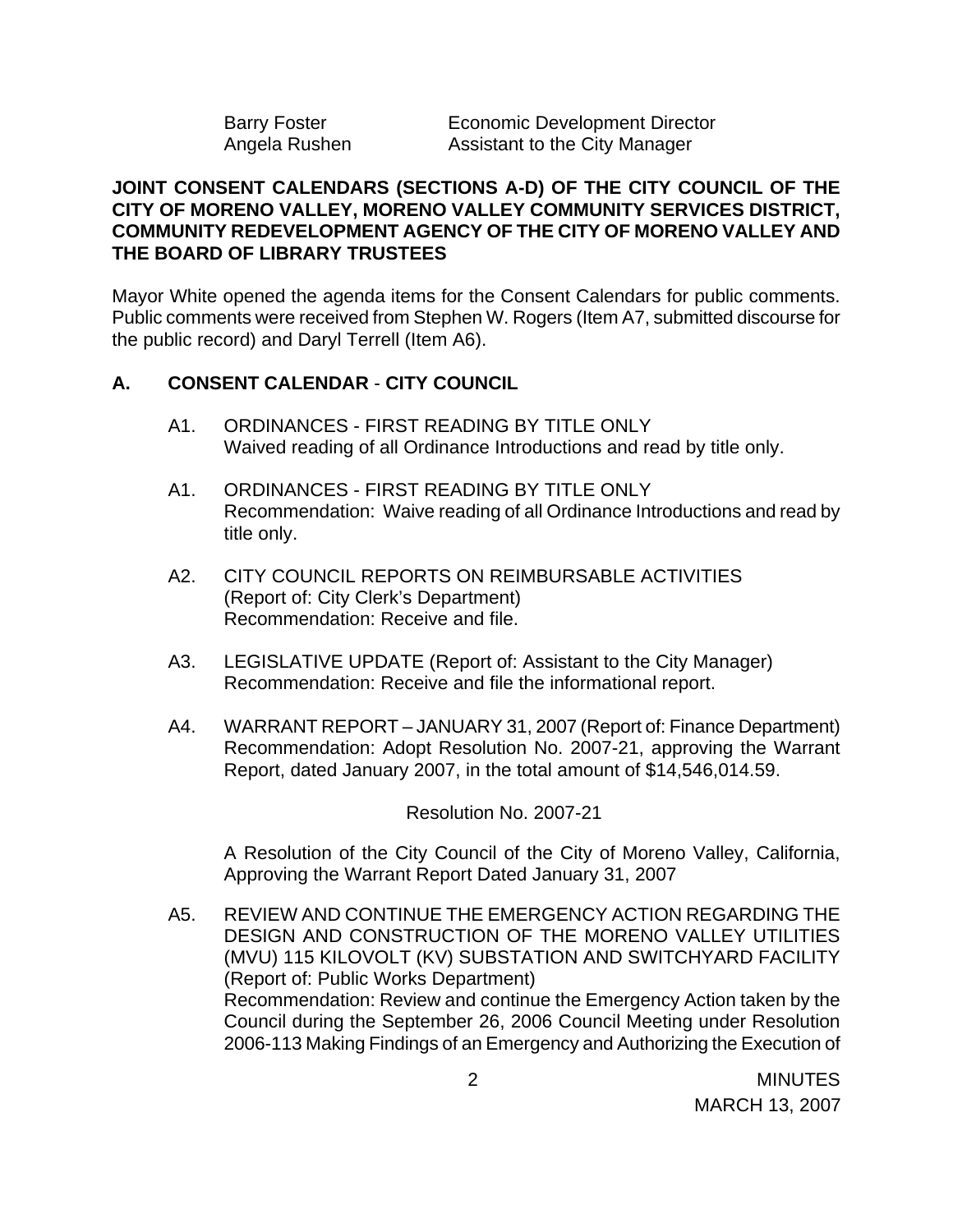| | |
|---|---|
| Barry Foster | Economic Development Director |
| Angela Rushen | Assistant to the City Manager |

**JOINT CONSENT CALENDARS (SECTIONS A-D) OF THE CITY COUNCIL OF THE CITY OF MORENO VALLEY, MORENO VALLEY COMMUNITY SERVICES DISTRICT, COMMUNITY REDEVELOPMENT AGENCY OF THE CITY OF MORENO VALLEY AND THE BOARD OF LIBRARY TRUSTEES**

Mayor White opened the agenda items for the Consent Calendars for public comments. Public comments were received from Stephen W. Rogers (Item A7, submitted discourse for the public record) and Daryl Terrell (Item A6).

## A. CONSENT CALENDAR - CITY COUNCIL

A1. ORDINANCES - FIRST READING BY TITLE ONLY
Waived reading of all Ordinance Introductions and read by title only.

A1. ORDINANCES - FIRST READING BY TITLE ONLY
Recommendation: Waive reading of all Ordinance Introductions and read by title only.

A2. CITY COUNCIL REPORTS ON REIMBURSABLE ACTIVITIES
(Report of: City Clerk's Department)
Recommendation: Receive and file.

A3. LEGISLATIVE UPDATE (Report of: Assistant to the City Manager)
Recommendation: Receive and file the informational report.

A4. WARRANT REPORT – JANUARY 31, 2007 (Report of: Finance Department)
Recommendation: Adopt Resolution No. 2007-21, approving the Warrant Report, dated January 2007, in the total amount of $14,546,014.59.

Resolution No. 2007-21

A Resolution of the City Council of the City of Moreno Valley, California, Approving the Warrant Report Dated January 31, 2007

A5. REVIEW AND CONTINUE THE EMERGENCY ACTION REGARDING THE DESIGN AND CONSTRUCTION OF THE MORENO VALLEY UTILITIES (MVU) 115 KILOVOLT (KV) SUBSTATION AND SWITCHYARD FACILITY (Report of: Public Works Department)
Recommendation: Review and continue the Emergency Action taken by the Council during the September 26, 2006 Council Meeting under Resolution 2006-113 Making Findings of an Emergency and Authorizing the Execution of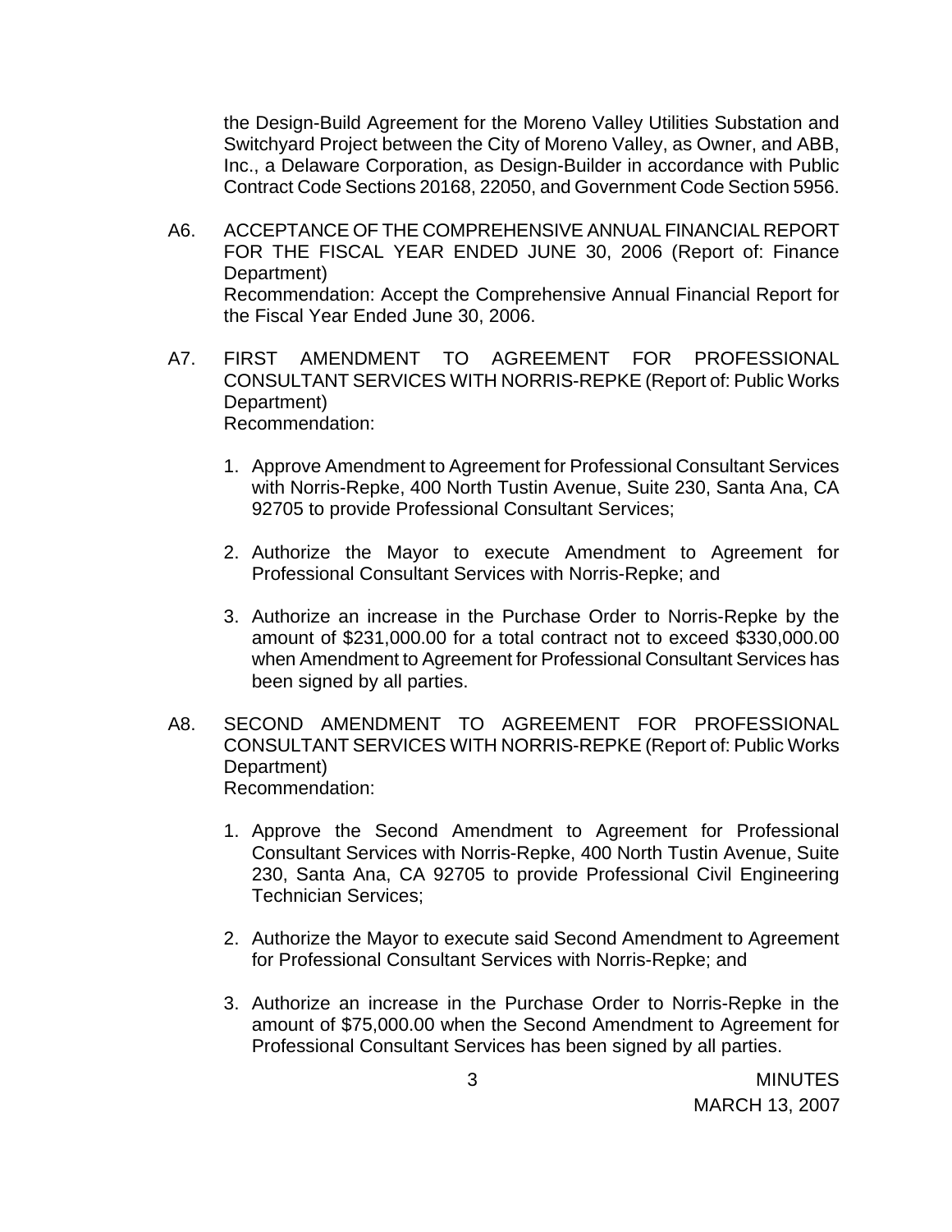the Design-Build Agreement for the Moreno Valley Utilities Substation and Switchyard Project between the City of Moreno Valley, as Owner, and ABB, Inc., a Delaware Corporation, as Design-Builder in accordance with Public Contract Code Sections 20168, 22050, and Government Code Section 5956.

A6. ACCEPTANCE OF THE COMPREHENSIVE ANNUAL FINANCIAL REPORT FOR THE FISCAL YEAR ENDED JUNE 30, 2006 (Report of: Finance Department)
Recommendation: Accept the Comprehensive Annual Financial Report for the Fiscal Year Ended June 30, 2006.

A7. FIRST AMENDMENT TO AGREEMENT FOR PROFESSIONAL CONSULTANT SERVICES WITH NORRIS-REPKE (Report of: Public Works Department)
Recommendation:

1. Approve Amendment to Agreement for Professional Consultant Services with Norris-Repke, 400 North Tustin Avenue, Suite 230, Santa Ana, CA 92705 to provide Professional Consultant Services;

2. Authorize the Mayor to execute Amendment to Agreement for Professional Consultant Services with Norris-Repke; and

3. Authorize an increase in the Purchase Order to Norris-Repke by the amount of $231,000.00 for a total contract not to exceed $330,000.00 when Amendment to Agreement for Professional Consultant Services has been signed by all parties.

A8. SECOND AMENDMENT TO AGREEMENT FOR PROFESSIONAL CONSULTANT SERVICES WITH NORRIS-REPKE (Report of: Public Works Department)
Recommendation:

1. Approve the Second Amendment to Agreement for Professional Consultant Services with Norris-Repke, 400 North Tustin Avenue, Suite 230, Santa Ana, CA 92705 to provide Professional Civil Engineering Technician Services;

2. Authorize the Mayor to execute said Second Amendment to Agreement for Professional Consultant Services with Norris-Repke; and

3. Authorize an increase in the Purchase Order to Norris-Repke in the amount of $75,000.00 when the Second Amendment to Agreement for Professional Consultant Services has been signed by all parties.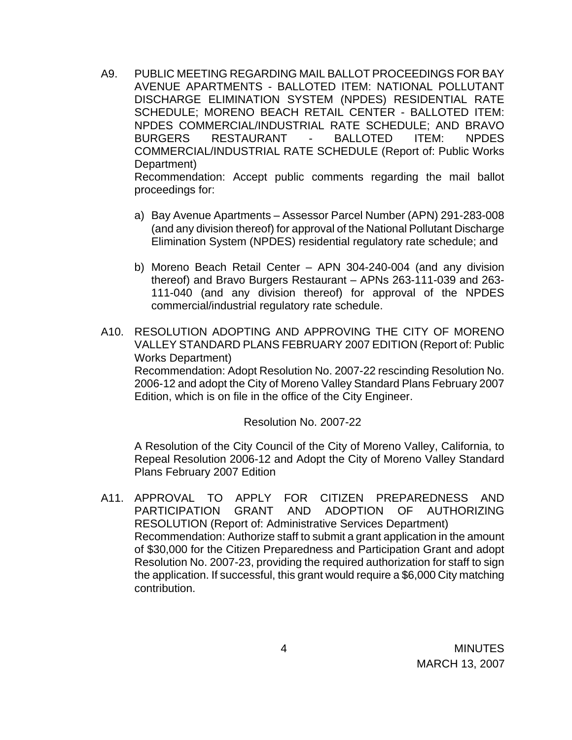A9. PUBLIC MEETING REGARDING MAIL BALLOT PROCEEDINGS FOR BAY AVENUE APARTMENTS - BALLOTED ITEM: NATIONAL POLLUTANT DISCHARGE ELIMINATION SYSTEM (NPDES) RESIDENTIAL RATE SCHEDULE; MORENO BEACH RETAIL CENTER - BALLOTED ITEM: NPDES COMMERCIAL/INDUSTRIAL RATE SCHEDULE; AND BRAVO BURGERS RESTAURANT - BALLOTED ITEM: NPDES COMMERCIAL/INDUSTRIAL RATE SCHEDULE (Report of: Public Works Department)

Recommendation: Accept public comments regarding the mail ballot proceedings for:

a) Bay Avenue Apartments – Assessor Parcel Number (APN) 291-283-008 (and any division thereof) for approval of the National Pollutant Discharge Elimination System (NPDES) residential regulatory rate schedule; and

b) Moreno Beach Retail Center – APN 304-240-004 (and any division thereof) and Bravo Burgers Restaurant – APNs 263-111-039 and 263-111-040 (and any division thereof) for approval of the NPDES commercial/industrial regulatory rate schedule.

A10. RESOLUTION ADOPTING AND APPROVING THE CITY OF MORENO VALLEY STANDARD PLANS FEBRUARY 2007 EDITION (Report of: Public Works Department)

Recommendation: Adopt Resolution No. 2007-22 rescinding Resolution No. 2006-12 and adopt the City of Moreno Valley Standard Plans February 2007 Edition, which is on file in the office of the City Engineer.

Resolution No. 2007-22

A Resolution of the City Council of the City of Moreno Valley, California, to Repeal Resolution 2006-12 and Adopt the City of Moreno Valley Standard Plans February 2007 Edition

A11. APPROVAL TO APPLY FOR CITIZEN PREPAREDNESS AND PARTICIPATION GRANT AND ADOPTION OF AUTHORIZING RESOLUTION (Report of: Administrative Services Department)

Recommendation: Authorize staff to submit a grant application in the amount of $30,000 for the Citizen Preparedness and Participation Grant and adopt Resolution No. 2007-23, providing the required authorization for staff to sign the application. If successful, this grant would require a $6,000 City matching contribution.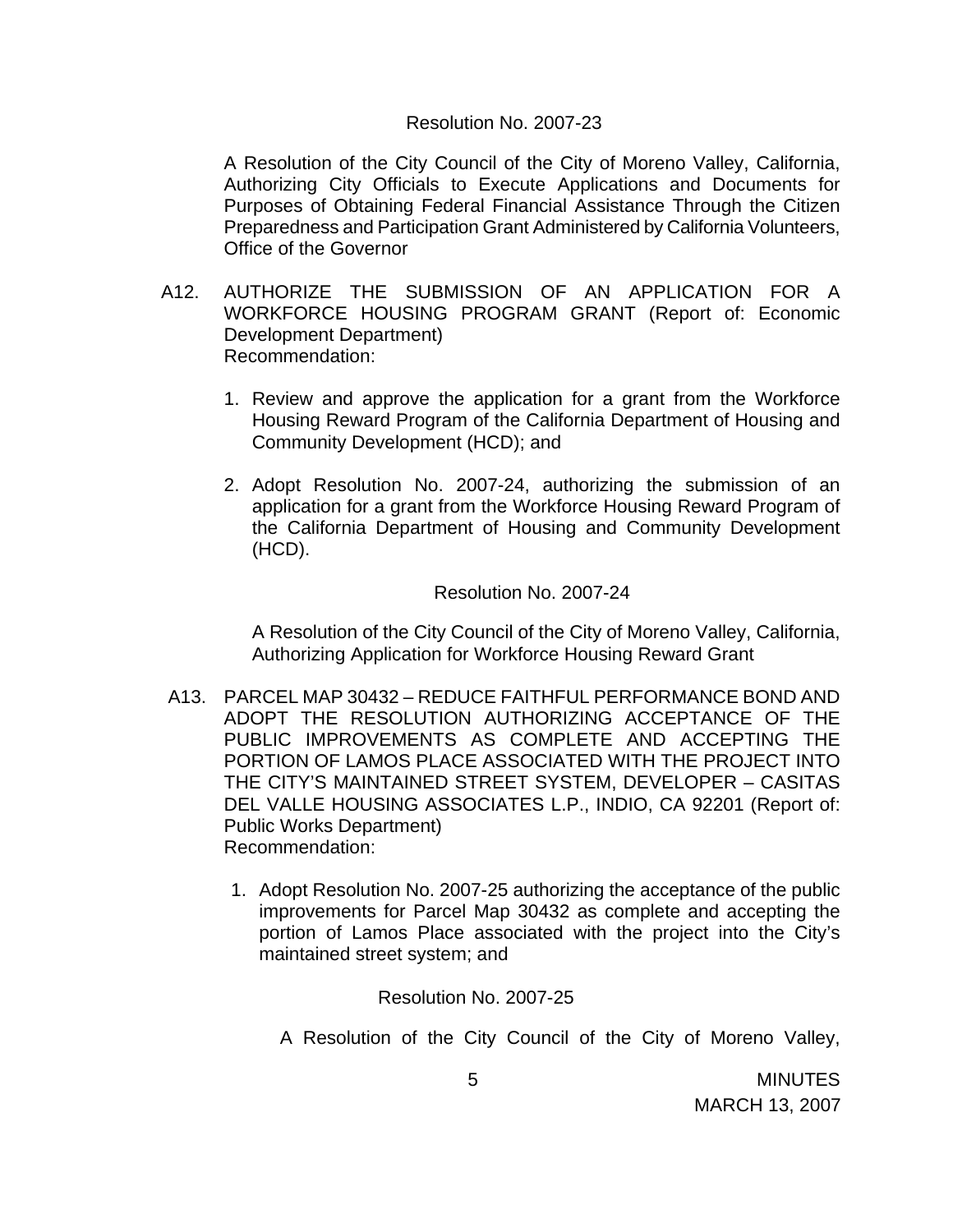Resolution No. 2007-23

A Resolution of the City Council of the City of Moreno Valley, California, Authorizing City Officials to Execute Applications and Documents for Purposes of Obtaining Federal Financial Assistance Through the Citizen Preparedness and Participation Grant Administered by California Volunteers, Office of the Governor

A12. AUTHORIZE THE SUBMISSION OF AN APPLICATION FOR A WORKFORCE HOUSING PROGRAM GRANT (Report of: Economic Development Department)
Recommendation:

1. Review and approve the application for a grant from the Workforce Housing Reward Program of the California Department of Housing and Community Development (HCD); and

2. Adopt Resolution No. 2007-24, authorizing the submission of an application for a grant from the Workforce Housing Reward Program of the California Department of Housing and Community Development (HCD).

Resolution No. 2007-24

A Resolution of the City Council of the City of Moreno Valley, California, Authorizing Application for Workforce Housing Reward Grant

A13. PARCEL MAP 30432 – REDUCE FAITHFUL PERFORMANCE BOND AND ADOPT THE RESOLUTION AUTHORIZING ACCEPTANCE OF THE PUBLIC IMPROVEMENTS AS COMPLETE AND ACCEPTING THE PORTION OF LAMOS PLACE ASSOCIATED WITH THE PROJECT INTO THE CITY'S MAINTAINED STREET SYSTEM, DEVELOPER – CASITAS DEL VALLE HOUSING ASSOCIATES L.P., INDIO, CA 92201 (Report of: Public Works Department)
Recommendation:

1. Adopt Resolution No. 2007-25 authorizing the acceptance of the public improvements for Parcel Map 30432 as complete and accepting the portion of Lamos Place associated with the project into the City's maintained street system; and

Resolution No. 2007-25

A Resolution of the City Council of the City of Moreno Valley,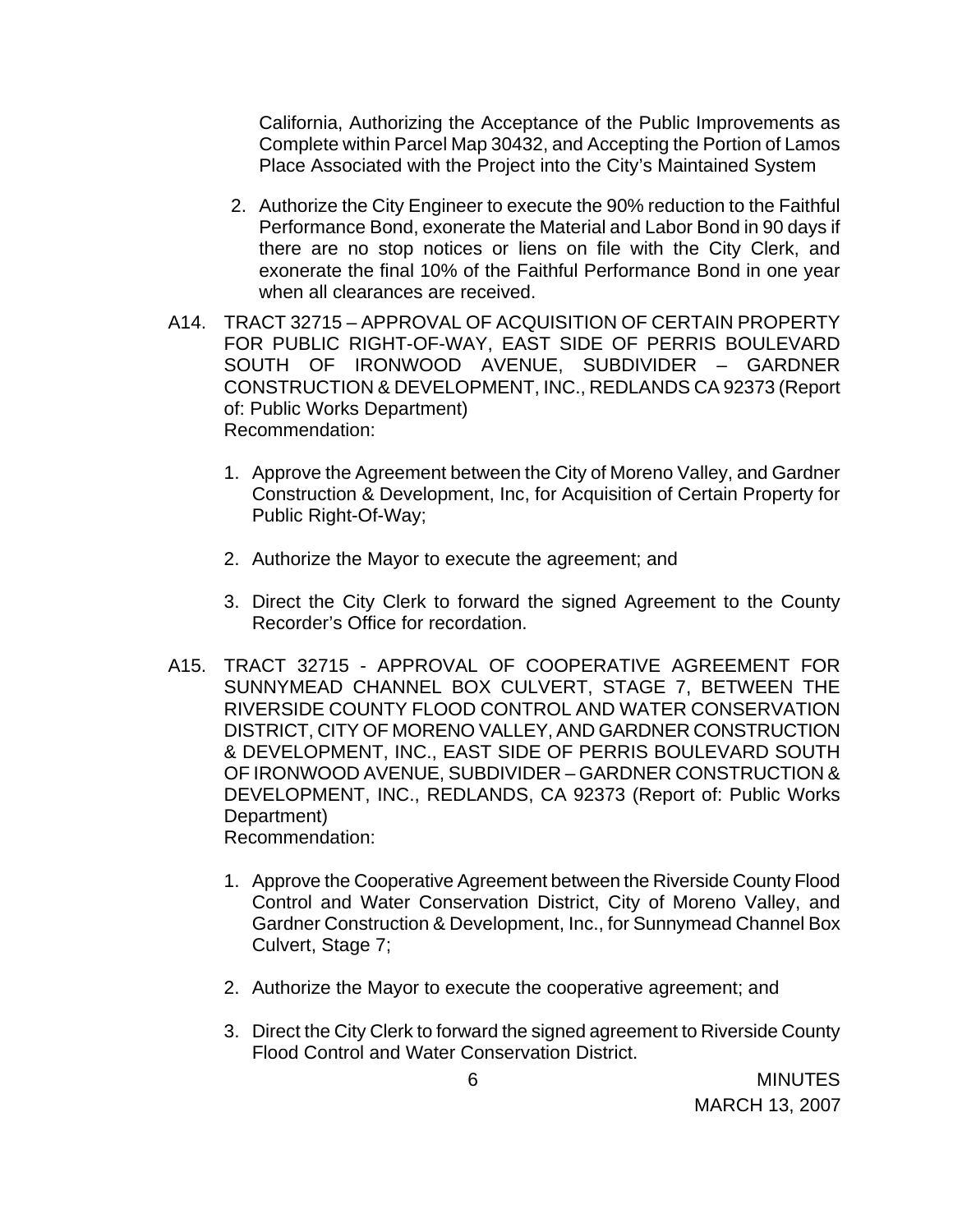California, Authorizing the Acceptance of the Public Improvements as Complete within Parcel Map 30432, and Accepting the Portion of Lamos Place Associated with the Project into the City's Maintained System

2. Authorize the City Engineer to execute the 90% reduction to the Faithful Performance Bond, exonerate the Material and Labor Bond in 90 days if there are no stop notices or liens on file with the City Clerk, and exonerate the final 10% of the Faithful Performance Bond in one year when all clearances are received.

A14. TRACT 32715 – APPROVAL OF ACQUISITION OF CERTAIN PROPERTY FOR PUBLIC RIGHT-OF-WAY, EAST SIDE OF PERRIS BOULEVARD SOUTH OF IRONWOOD AVENUE, SUBDIVIDER – GARDNER CONSTRUCTION & DEVELOPMENT, INC., REDLANDS CA 92373 (Report of: Public Works Department)
Recommendation:

1. Approve the Agreement between the City of Moreno Valley, and Gardner Construction & Development, Inc, for Acquisition of Certain Property for Public Right-Of-Way;

2. Authorize the Mayor to execute the agreement; and

3. Direct the City Clerk to forward the signed Agreement to the County Recorder's Office for recordation.

A15. TRACT 32715 - APPROVAL OF COOPERATIVE AGREEMENT FOR SUNNYMEAD CHANNEL BOX CULVERT, STAGE 7, BETWEEN THE RIVERSIDE COUNTY FLOOD CONTROL AND WATER CONSERVATION DISTRICT, CITY OF MORENO VALLEY, AND GARDNER CONSTRUCTION & DEVELOPMENT, INC., EAST SIDE OF PERRIS BOULEVARD SOUTH OF IRONWOOD AVENUE, SUBDIVIDER – GARDNER CONSTRUCTION & DEVELOPMENT, INC., REDLANDS, CA 92373 (Report of: Public Works Department)
Recommendation:

1. Approve the Cooperative Agreement between the Riverside County Flood Control and Water Conservation District, City of Moreno Valley, and Gardner Construction & Development, Inc., for Sunnymead Channel Box Culvert, Stage 7;

2. Authorize the Mayor to execute the cooperative agreement; and

3. Direct the City Clerk to forward the signed agreement to Riverside County Flood Control and Water Conservation District.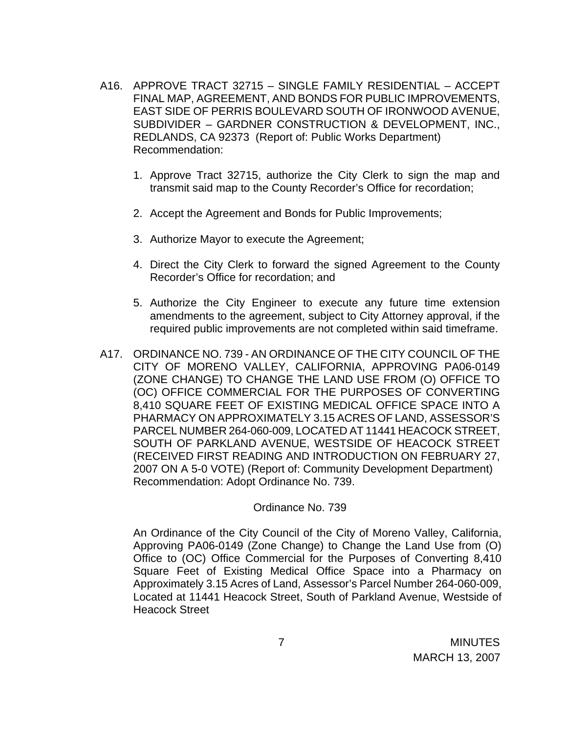A16. APPROVE TRACT 32715 – SINGLE FAMILY RESIDENTIAL – ACCEPT FINAL MAP, AGREEMENT, AND BONDS FOR PUBLIC IMPROVEMENTS, EAST SIDE OF PERRIS BOULEVARD SOUTH OF IRONWOOD AVENUE, SUBDIVIDER – GARDNER CONSTRUCTION & DEVELOPMENT, INC., REDLANDS, CA 92373 (Report of: Public Works Department)
Recommendation:

1. Approve Tract 32715, authorize the City Clerk to sign the map and transmit said map to the County Recorder's Office for recordation;

2. Accept the Agreement and Bonds for Public Improvements;

3. Authorize Mayor to execute the Agreement;

4. Direct the City Clerk to forward the signed Agreement to the County Recorder's Office for recordation; and

5. Authorize the City Engineer to execute any future time extension amendments to the agreement, subject to City Attorney approval, if the required public improvements are not completed within said timeframe.

A17. ORDINANCE NO. 739 - AN ORDINANCE OF THE CITY COUNCIL OF THE CITY OF MORENO VALLEY, CALIFORNIA, APPROVING PA06-0149 (ZONE CHANGE) TO CHANGE THE LAND USE FROM (O) OFFICE TO (OC) OFFICE COMMERCIAL FOR THE PURPOSES OF CONVERTING 8,410 SQUARE FEET OF EXISTING MEDICAL OFFICE SPACE INTO A PHARMACY ON APPROXIMATELY 3.15 ACRES OF LAND, ASSESSOR'S PARCEL NUMBER 264-060-009, LOCATED AT 11441 HEACOCK STREET, SOUTH OF PARKLAND AVENUE, WESTSIDE OF HEACOCK STREET (RECEIVED FIRST READING AND INTRODUCTION ON FEBRUARY 27, 2007 ON A 5-0 VOTE) (Report of: Community Development Department)
Recommendation: Adopt Ordinance No. 739.

Ordinance No. 739

An Ordinance of the City Council of the City of Moreno Valley, California, Approving PA06-0149 (Zone Change) to Change the Land Use from (O) Office to (OC) Office Commercial for the Purposes of Converting 8,410 Square Feet of Existing Medical Office Space into a Pharmacy on Approximately 3.15 Acres of Land, Assessor's Parcel Number 264-060-009, Located at 11441 Heacock Street, South of Parkland Avenue, Westside of Heacock Street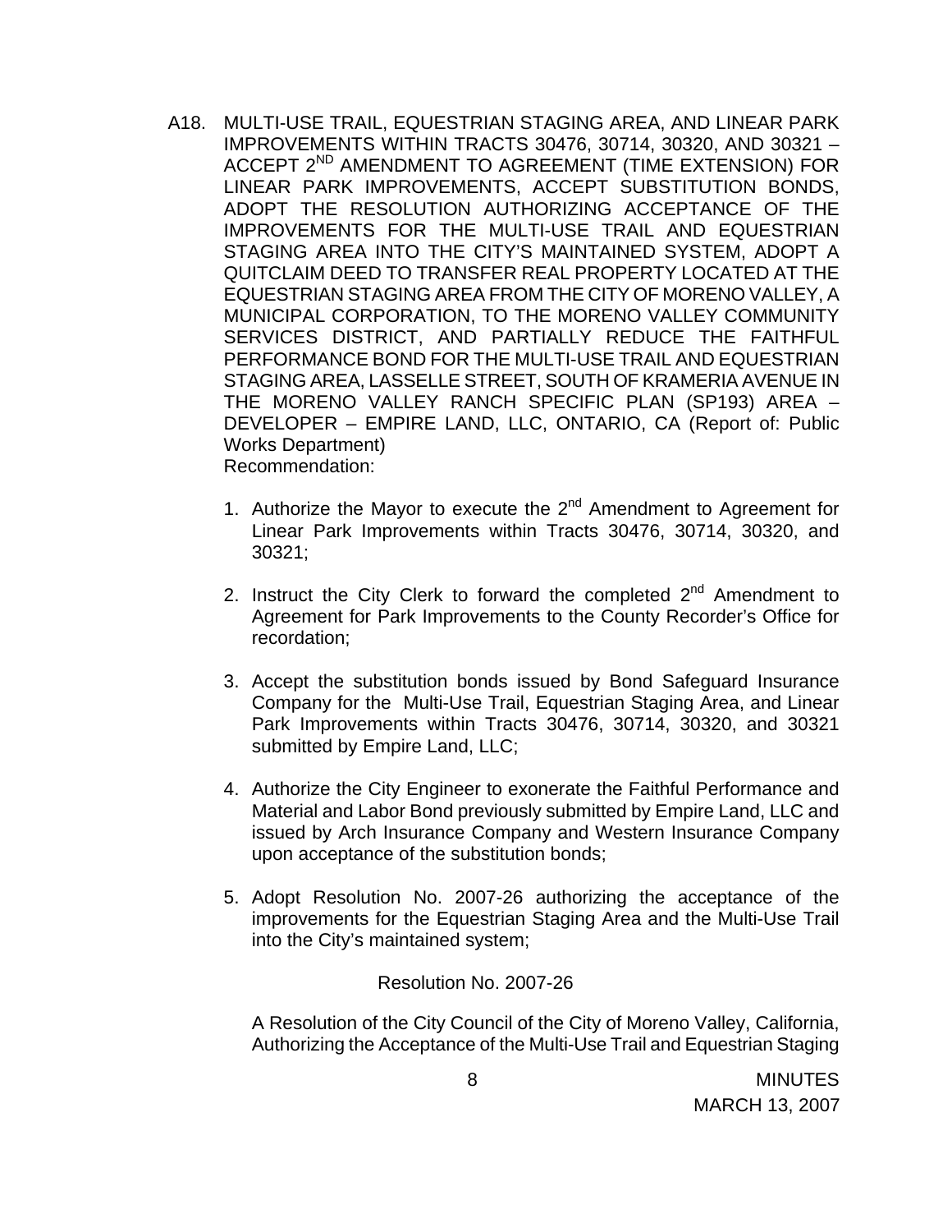A18. MULTI-USE TRAIL, EQUESTRIAN STAGING AREA, AND LINEAR PARK IMPROVEMENTS WITHIN TRACTS 30476, 30714, 30320, AND 30321 – ACCEPT 2ND AMENDMENT TO AGREEMENT (TIME EXTENSION) FOR LINEAR PARK IMPROVEMENTS, ACCEPT SUBSTITUTION BONDS, ADOPT THE RESOLUTION AUTHORIZING ACCEPTANCE OF THE IMPROVEMENTS FOR THE MULTI-USE TRAIL AND EQUESTRIAN STAGING AREA INTO THE CITY'S MAINTAINED SYSTEM, ADOPT A QUITCLAIM DEED TO TRANSFER REAL PROPERTY LOCATED AT THE EQUESTRIAN STAGING AREA FROM THE CITY OF MORENO VALLEY, A MUNICIPAL CORPORATION, TO THE MORENO VALLEY COMMUNITY SERVICES DISTRICT, AND PARTIALLY REDUCE THE FAITHFUL PERFORMANCE BOND FOR THE MULTI-USE TRAIL AND EQUESTRIAN STAGING AREA, LASSELLE STREET, SOUTH OF KRAMERIA AVENUE IN THE MORENO VALLEY RANCH SPECIFIC PLAN (SP193) AREA – DEVELOPER – EMPIRE LAND, LLC, ONTARIO, CA (Report of: Public Works Department)
Recommendation:

1. Authorize the Mayor to execute the 2nd Amendment to Agreement for Linear Park Improvements within Tracts 30476, 30714, 30320, and 30321;

2. Instruct the City Clerk to forward the completed 2nd Amendment to Agreement for Park Improvements to the County Recorder's Office for recordation;

3. Accept the substitution bonds issued by Bond Safeguard Insurance Company for the Multi-Use Trail, Equestrian Staging Area, and Linear Park Improvements within Tracts 30476, 30714, 30320, and 30321 submitted by Empire Land, LLC;

4. Authorize the City Engineer to exonerate the Faithful Performance and Material and Labor Bond previously submitted by Empire Land, LLC and issued by Arch Insurance Company and Western Insurance Company upon acceptance of the substitution bonds;

5. Adopt Resolution No. 2007-26 authorizing the acceptance of the improvements for the Equestrian Staging Area and the Multi-Use Trail into the City's maintained system;

Resolution No. 2007-26

A Resolution of the City Council of the City of Moreno Valley, California, Authorizing the Acceptance of the Multi-Use Trail and Equestrian Staging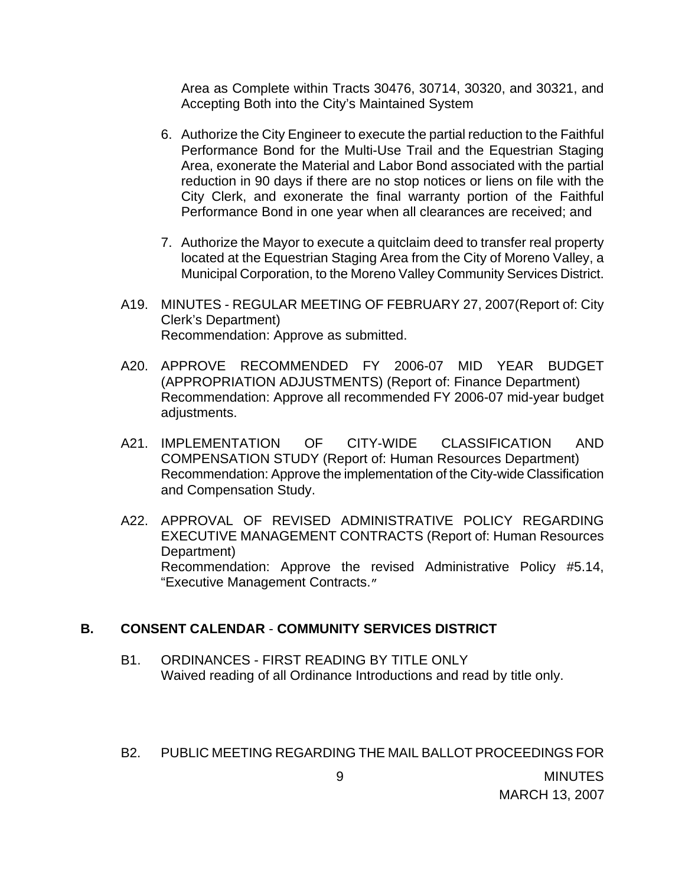Area as Complete within Tracts 30476, 30714, 30320, and 30321, and Accepting Both into the City's Maintained System

6. Authorize the City Engineer to execute the partial reduction to the Faithful Performance Bond for the Multi-Use Trail and the Equestrian Staging Area, exonerate the Material and Labor Bond associated with the partial reduction in 90 days if there are no stop notices or liens on file with the City Clerk, and exonerate the final warranty portion of the Faithful Performance Bond in one year when all clearances are received; and

7. Authorize the Mayor to execute a quitclaim deed to transfer real property located at the Equestrian Staging Area from the City of Moreno Valley, a Municipal Corporation, to the Moreno Valley Community Services District.

A19. MINUTES - REGULAR MEETING OF FEBRUARY 27, 2007(Report of: City Clerk's Department)
Recommendation: Approve as submitted.

A20. APPROVE RECOMMENDED FY 2006-07 MID YEAR BUDGET (APPROPRIATION ADJUSTMENTS) (Report of: Finance Department)
Recommendation: Approve all recommended FY 2006-07 mid-year budget adjustments.

A21. IMPLEMENTATION OF CITY-WIDE CLASSIFICATION AND COMPENSATION STUDY (Report of: Human Resources Department)
Recommendation: Approve the implementation of the City-wide Classification and Compensation Study.

A22. APPROVAL OF REVISED ADMINISTRATIVE POLICY REGARDING EXECUTIVE MANAGEMENT CONTRACTS (Report of: Human Resources Department)
Recommendation: Approve the revised Administrative Policy #5.14, "Executive Management Contracts."

## B. CONSENT CALENDAR - COMMUNITY SERVICES DISTRICT

B1. ORDINANCES - FIRST READING BY TITLE ONLY
Waived reading of all Ordinance Introductions and read by title only.

B2. PUBLIC MEETING REGARDING THE MAIL BALLOT PROCEEDINGS FOR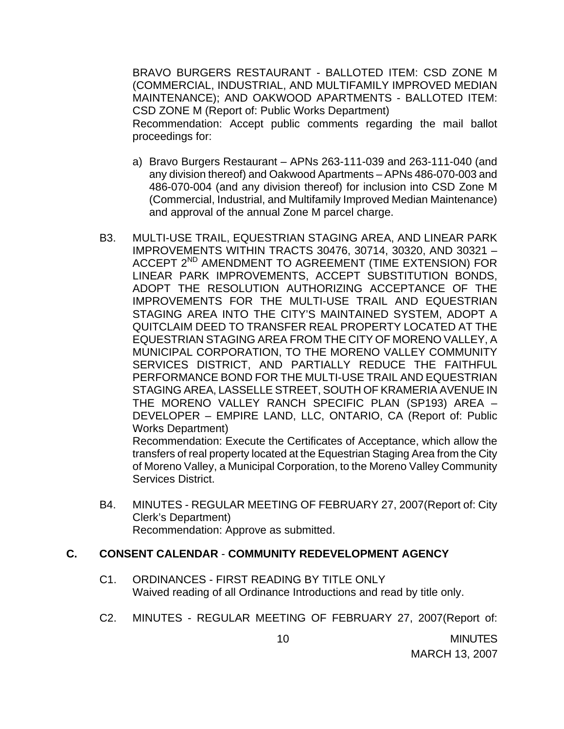BRAVO BURGERS RESTAURANT - BALLOTED ITEM: CSD ZONE M (COMMERCIAL, INDUSTRIAL, AND MULTIFAMILY IMPROVED MEDIAN MAINTENANCE); AND OAKWOOD APARTMENTS - BALLOTED ITEM: CSD ZONE M (Report of: Public Works Department)
Recommendation: Accept public comments regarding the mail ballot proceedings for:

a) Bravo Burgers Restaurant – APNs 263-111-039 and 263-111-040 (and any division thereof) and Oakwood Apartments – APNs 486-070-003 and 486-070-004 (and any division thereof) for inclusion into CSD Zone M (Commercial, Industrial, and Multifamily Improved Median Maintenance) and approval of the annual Zone M parcel charge.

B3. MULTI-USE TRAIL, EQUESTRIAN STAGING AREA, AND LINEAR PARK IMPROVEMENTS WITHIN TRACTS 30476, 30714, 30320, AND 30321 – ACCEPT 2ND AMENDMENT TO AGREEMENT (TIME EXTENSION) FOR LINEAR PARK IMPROVEMENTS, ACCEPT SUBSTITUTION BONDS, ADOPT THE RESOLUTION AUTHORIZING ACCEPTANCE OF THE IMPROVEMENTS FOR THE MULTI-USE TRAIL AND EQUESTRIAN STAGING AREA INTO THE CITY'S MAINTAINED SYSTEM, ADOPT A QUITCLAIM DEED TO TRANSFER REAL PROPERTY LOCATED AT THE EQUESTRIAN STAGING AREA FROM THE CITY OF MORENO VALLEY, A MUNICIPAL CORPORATION, TO THE MORENO VALLEY COMMUNITY SERVICES DISTRICT, AND PARTIALLY REDUCE THE FAITHFUL PERFORMANCE BOND FOR THE MULTI-USE TRAIL AND EQUESTRIAN STAGING AREA, LASSELLE STREET, SOUTH OF KRAMERIA AVENUE IN THE MORENO VALLEY RANCH SPECIFIC PLAN (SP193) AREA – DEVELOPER – EMPIRE LAND, LLC, ONTARIO, CA (Report of: Public Works Department)
Recommendation: Execute the Certificates of Acceptance, which allow the transfers of real property located at the Equestrian Staging Area from the City of Moreno Valley, a Municipal Corporation, to the Moreno Valley Community Services District.

B4. MINUTES - REGULAR MEETING OF FEBRUARY 27, 2007(Report of: City Clerk's Department)
Recommendation: Approve as submitted.

## C. CONSENT CALENDAR - COMMUNITY REDEVELOPMENT AGENCY

C1. ORDINANCES - FIRST READING BY TITLE ONLY
Waived reading of all Ordinance Introductions and read by title only.

C2. MINUTES - REGULAR MEETING OF FEBRUARY 27, 2007(Report of: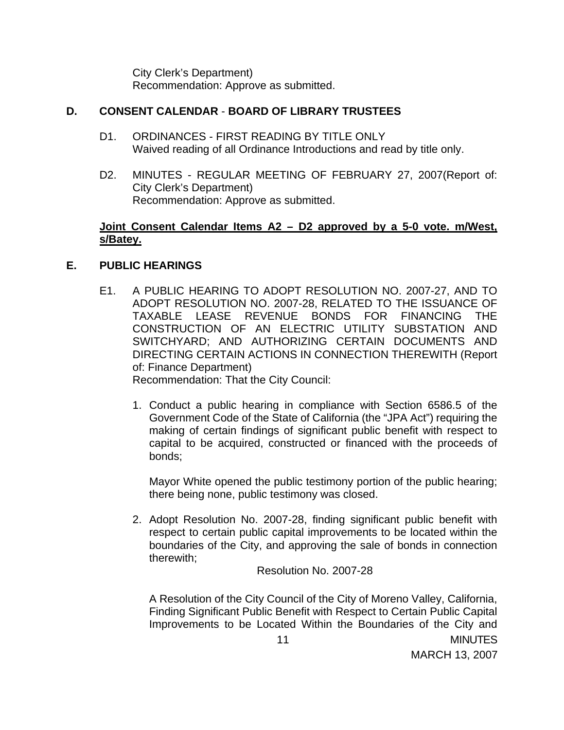City Clerk's Department)
Recommendation: Approve as submitted.

## D. CONSENT CALENDAR - BOARD OF LIBRARY TRUSTEES

D1. ORDINANCES - FIRST READING BY TITLE ONLY
Waived reading of all Ordinance Introductions and read by title only.

D2. MINUTES - REGULAR MEETING OF FEBRUARY 27, 2007(Report of: City Clerk's Department)
Recommendation: Approve as submitted.

**Joint Consent Calendar Items A2 – D2 approved by a 5-0 vote. m/West, s/Batey.**

## E. PUBLIC HEARINGS

E1. A PUBLIC HEARING TO ADOPT RESOLUTION NO. 2007-27, AND TO ADOPT RESOLUTION NO. 2007-28, RELATED TO THE ISSUANCE OF TAXABLE LEASE REVENUE BONDS FOR FINANCING THE CONSTRUCTION OF AN ELECTRIC UTILITY SUBSTATION AND SWITCHYARD; AND AUTHORIZING CERTAIN DOCUMENTS AND DIRECTING CERTAIN ACTIONS IN CONNECTION THEREWITH (Report of: Finance Department)
Recommendation: That the City Council:

1. Conduct a public hearing in compliance with Section 6586.5 of the Government Code of the State of California (the "JPA Act") requiring the making of certain findings of significant public benefit with respect to capital to be acquired, constructed or financed with the proceeds of bonds;

   Mayor White opened the public testimony portion of the public hearing; there being none, public testimony was closed.

2. Adopt Resolution No. 2007-28, finding significant public benefit with respect to certain public capital improvements to be located within the boundaries of the City, and approving the sale of bonds in connection therewith;

   Resolution No. 2007-28

   A Resolution of the City Council of the City of Moreno Valley, California, Finding Significant Public Benefit with Respect to Certain Public Capital Improvements to be Located Within the Boundaries of the City and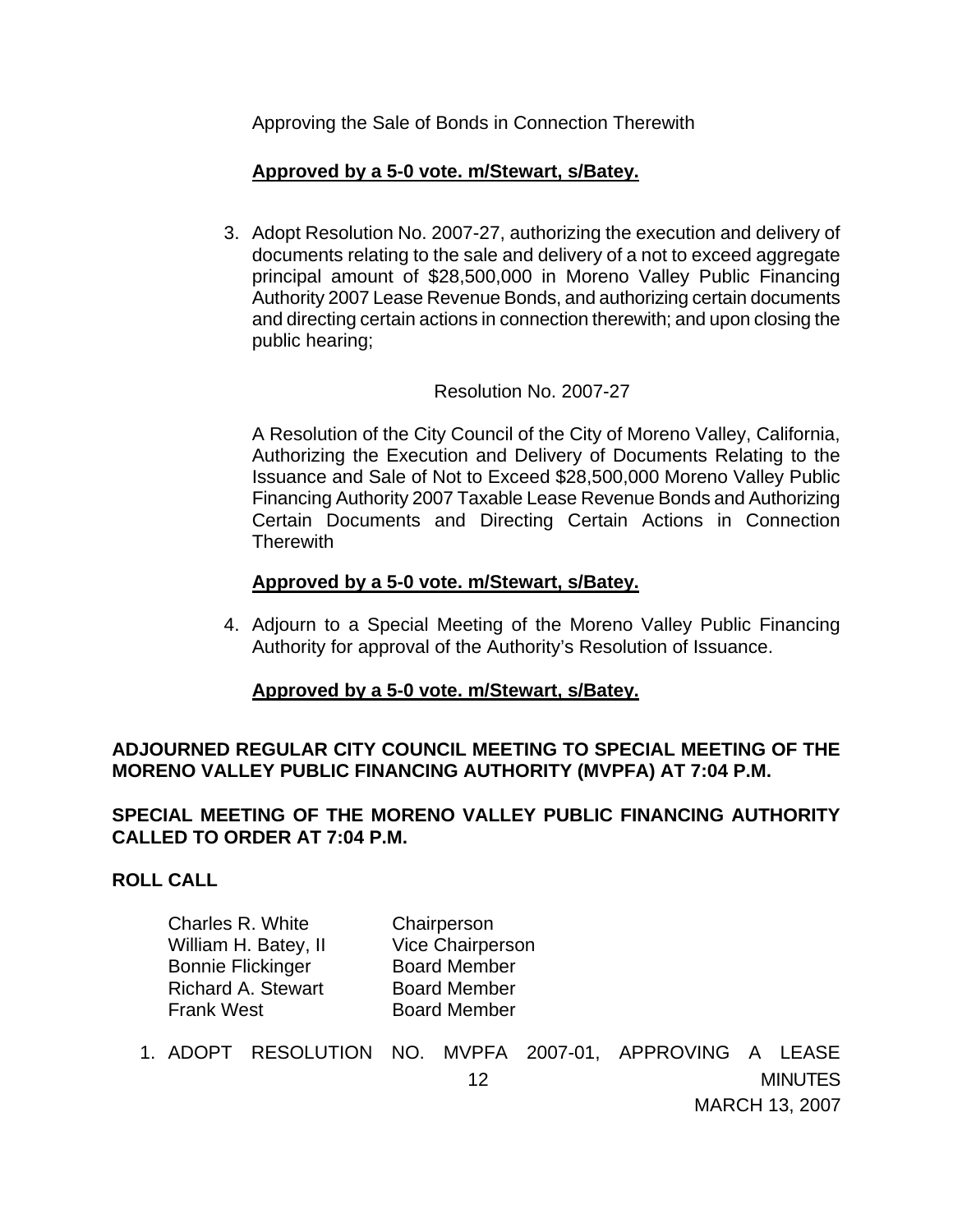Approving the Sale of Bonds in Connection Therewith

**Approved by a 5-0 vote. m/Stewart, s/Batey.**

3. Adopt Resolution No. 2007-27, authorizing the execution and delivery of documents relating to the sale and delivery of a not to exceed aggregate principal amount of $28,500,000 in Moreno Valley Public Financing Authority 2007 Lease Revenue Bonds, and authorizing certain documents and directing certain actions in connection therewith; and upon closing the public hearing;

   Resolution No. 2007-27

   A Resolution of the City Council of the City of Moreno Valley, California, Authorizing the Execution and Delivery of Documents Relating to the Issuance and Sale of Not to Exceed $28,500,000 Moreno Valley Public Financing Authority 2007 Taxable Lease Revenue Bonds and Authorizing Certain Documents and Directing Certain Actions in Connection Therewith

   **Approved by a 5-0 vote. m/Stewart, s/Batey.**

4. Adjourn to a Special Meeting of the Moreno Valley Public Financing Authority for approval of the Authority's Resolution of Issuance.

   **Approved by a 5-0 vote. m/Stewart, s/Batey.**

**ADJOURNED REGULAR CITY COUNCIL MEETING TO SPECIAL MEETING OF THE MORENO VALLEY PUBLIC FINANCING AUTHORITY (MVPFA) AT 7:04 P.M.**

**SPECIAL MEETING OF THE MORENO VALLEY PUBLIC FINANCING AUTHORITY CALLED TO ORDER AT 7:04 P.M.**

**ROLL CALL**

| | |
|---|---|
| Charles R. White | Chairperson |
| William H. Batey, II | Vice Chairperson |
| Bonnie Flickinger | Board Member |
| Richard A. Stewart | Board Member |
| Frank West | Board Member |

1. ADOPT RESOLUTION NO. MVPFA 2007-01, APPROVING A LEASE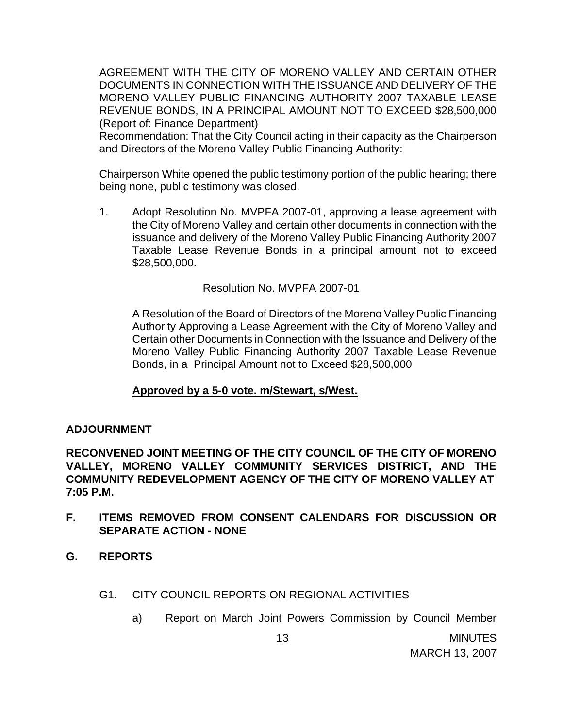AGREEMENT WITH THE CITY OF MORENO VALLEY AND CERTAIN OTHER DOCUMENTS IN CONNECTION WITH THE ISSUANCE AND DELIVERY OF THE MORENO VALLEY PUBLIC FINANCING AUTHORITY 2007 TAXABLE LEASE REVENUE BONDS, IN A PRINCIPAL AMOUNT NOT TO EXCEED $28,500,000 (Report of: Finance Department)

Recommendation: That the City Council acting in their capacity as the Chairperson and Directors of the Moreno Valley Public Financing Authority:

Chairperson White opened the public testimony portion of the public hearing; there being none, public testimony was closed.

1. Adopt Resolution No. MVPFA 2007-01, approving a lease agreement with the City of Moreno Valley and certain other documents in connection with the issuance and delivery of the Moreno Valley Public Financing Authority 2007 Taxable Lease Revenue Bonds in a principal amount not to exceed $28,500,000.

   Resolution No. MVPFA 2007-01

   A Resolution of the Board of Directors of the Moreno Valley Public Financing Authority Approving a Lease Agreement with the City of Moreno Valley and Certain other Documents in Connection with the Issuance and Delivery of the Moreno Valley Public Financing Authority 2007 Taxable Lease Revenue Bonds, in a Principal Amount not to Exceed $28,500,000

   **Approved by a 5-0 vote. m/Stewart, s/West.**

**ADJOURNMENT**

**RECONVENED JOINT MEETING OF THE CITY COUNCIL OF THE CITY OF MORENO VALLEY, MORENO VALLEY COMMUNITY SERVICES DISTRICT, AND THE COMMUNITY REDEVELOPMENT AGENCY OF THE CITY OF MORENO VALLEY AT 7:05 P.M.**

**F. ITEMS REMOVED FROM CONSENT CALENDARS FOR DISCUSSION OR SEPARATE ACTION - NONE**

**G. REPORTS**

G1. CITY COUNCIL REPORTS ON REGIONAL ACTIVITIES

a) Report on March Joint Powers Commission by Council Member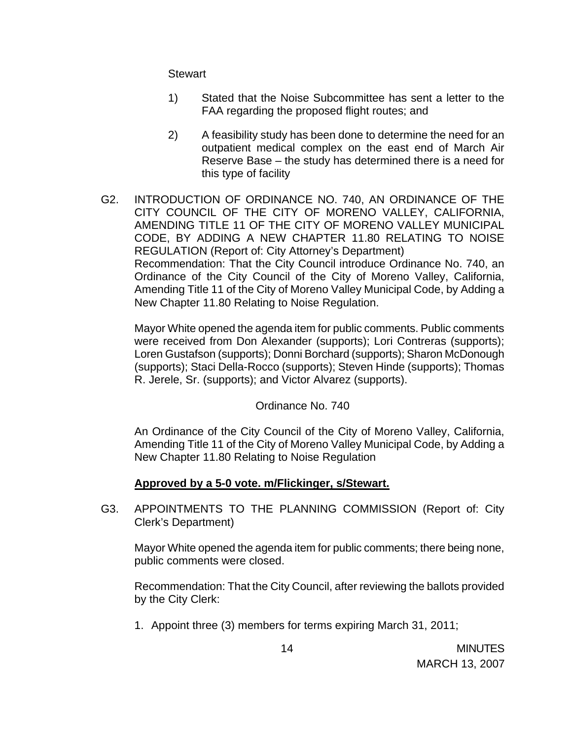Stewart

1) Stated that the Noise Subcommittee has sent a letter to the FAA regarding the proposed flight routes; and

2) A feasibility study has been done to determine the need for an outpatient medical complex on the east end of March Air Reserve Base – the study has determined there is a need for this type of facility

G2. INTRODUCTION OF ORDINANCE NO. 740, AN ORDINANCE OF THE CITY COUNCIL OF THE CITY OF MORENO VALLEY, CALIFORNIA, AMENDING TITLE 11 OF THE CITY OF MORENO VALLEY MUNICIPAL CODE, BY ADDING A NEW CHAPTER 11.80 RELATING TO NOISE REGULATION (Report of: City Attorney's Department)
Recommendation: That the City Council introduce Ordinance No. 740, an Ordinance of the City Council of the City of Moreno Valley, California, Amending Title 11 of the City of Moreno Valley Municipal Code, by Adding a New Chapter 11.80 Relating to Noise Regulation.

Mayor White opened the agenda item for public comments. Public comments were received from Don Alexander (supports); Lori Contreras (supports); Loren Gustafson (supports); Donni Borchard (supports); Sharon McDonough (supports); Staci Della-Rocco (supports); Steven Hinde (supports); Thomas R. Jerele, Sr. (supports); and Victor Alvarez (supports).

Ordinance No. 740

An Ordinance of the City Council of the City of Moreno Valley, California, Amending Title 11 of the City of Moreno Valley Municipal Code, by Adding a New Chapter 11.80 Relating to Noise Regulation

**Approved by a 5-0 vote. m/Flickinger, s/Stewart.**

G3. APPOINTMENTS TO THE PLANNING COMMISSION (Report of: City Clerk's Department)

Mayor White opened the agenda item for public comments; there being none, public comments were closed.

Recommendation: That the City Council, after reviewing the ballots provided by the City Clerk:

1. Appoint three (3) members for terms expiring March 31, 2011;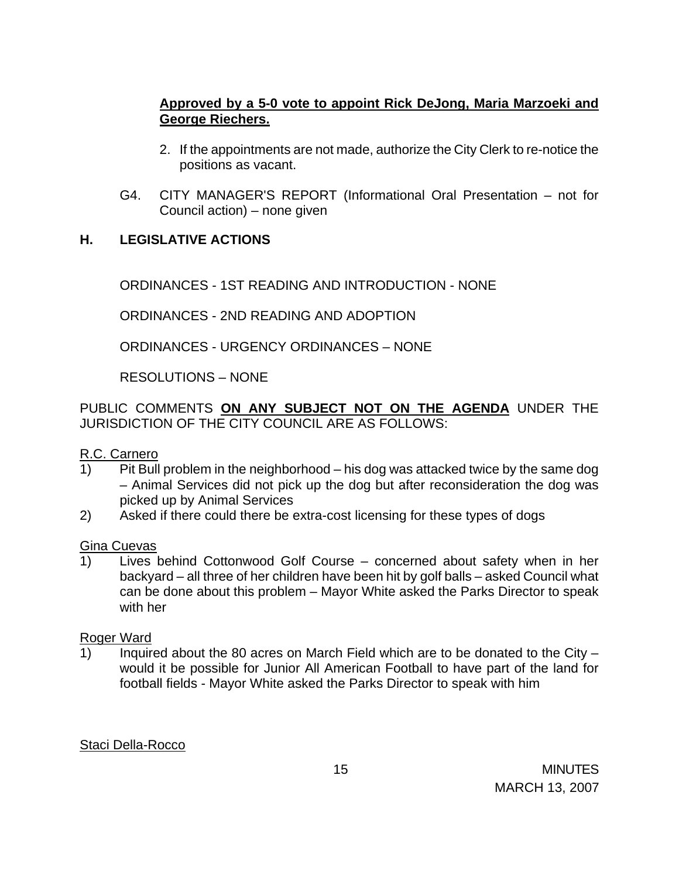**Approved by a 5-0 vote to appoint Rick DeJong, Maria Marzoeki and George Riechers.**

2. If the appointments are not made, authorize the City Clerk to re-notice the positions as vacant.

G4. CITY MANAGER'S REPORT (Informational Oral Presentation – not for Council action) – none given

## H. LEGISLATIVE ACTIONS

ORDINANCES - 1ST READING AND INTRODUCTION - NONE

ORDINANCES - 2ND READING AND ADOPTION

ORDINANCES - URGENCY ORDINANCES – NONE

RESOLUTIONS – NONE

PUBLIC COMMENTS **ON ANY SUBJECT NOT ON THE AGENDA** UNDER THE JURISDICTION OF THE CITY COUNCIL ARE AS FOLLOWS:

R.C. Carnero

1) Pit Bull problem in the neighborhood – his dog was attacked twice by the same dog – Animal Services did not pick up the dog but after reconsideration the dog was picked up by Animal Services
2) Asked if there could there be extra-cost licensing for these types of dogs

Gina Cuevas

1) Lives behind Cottonwood Golf Course – concerned about safety when in her backyard – all three of her children have been hit by golf balls – asked Council what can be done about this problem – Mayor White asked the Parks Director to speak with her

Roger Ward

1) Inquired about the 80 acres on March Field which are to be donated to the City – would it be possible for Junior All American Football to have part of the land for football fields - Mayor White asked the Parks Director to speak with him

Staci Della-Rocco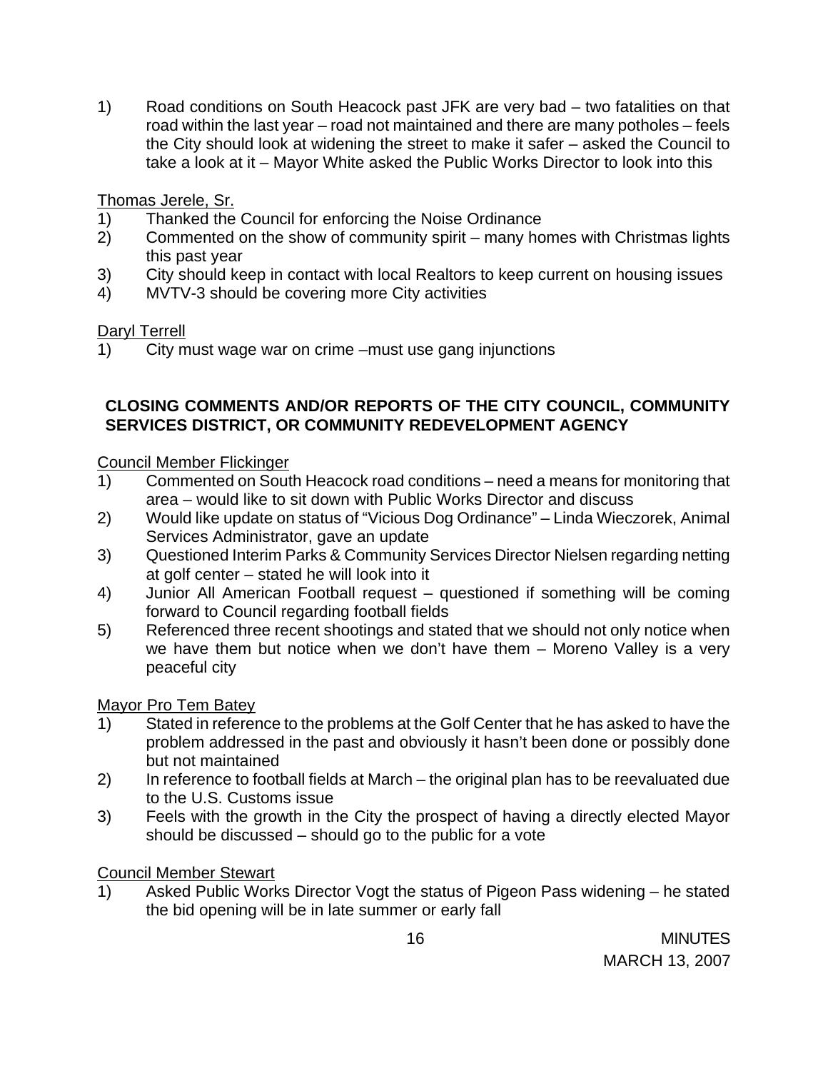1) Road conditions on South Heacock past JFK are very bad – two fatalities on that road within the last year – road not maintained and there are many potholes – feels the City should look at widening the street to make it safer – asked the Council to take a look at it – Mayor White asked the Public Works Director to look into this

Thomas Jerele, Sr.

1) Thanked the Council for enforcing the Noise Ordinance
2) Commented on the show of community spirit – many homes with Christmas lights this past year
3) City should keep in contact with local Realtors to keep current on housing issues
4) MVTV-3 should be covering more City activities

Daryl Terrell

1) City must wage war on crime –must use gang injunctions

**CLOSING COMMENTS AND/OR REPORTS OF THE CITY COUNCIL, COMMUNITY SERVICES DISTRICT, OR COMMUNITY REDEVELOPMENT AGENCY**

Council Member Flickinger

1) Commented on South Heacock road conditions – need a means for monitoring that area – would like to sit down with Public Works Director and discuss
2) Would like update on status of "Vicious Dog Ordinance" – Linda Wieczorek, Animal Services Administrator, gave an update
3) Questioned Interim Parks & Community Services Director Nielsen regarding netting at golf center – stated he will look into it
4) Junior All American Football request – questioned if something will be coming forward to Council regarding football fields
5) Referenced three recent shootings and stated that we should not only notice when we have them but notice when we don't have them – Moreno Valley is a very peaceful city

Mayor Pro Tem Batey

1) Stated in reference to the problems at the Golf Center that he has asked to have the problem addressed in the past and obviously it hasn't been done or possibly done but not maintained
2) In reference to football fields at March – the original plan has to be reevaluated due to the U.S. Customs issue
3) Feels with the growth in the City the prospect of having a directly elected Mayor should be discussed – should go to the public for a vote

Council Member Stewart

1) Asked Public Works Director Vogt the status of Pigeon Pass widening – he stated the bid opening will be in late summer or early fall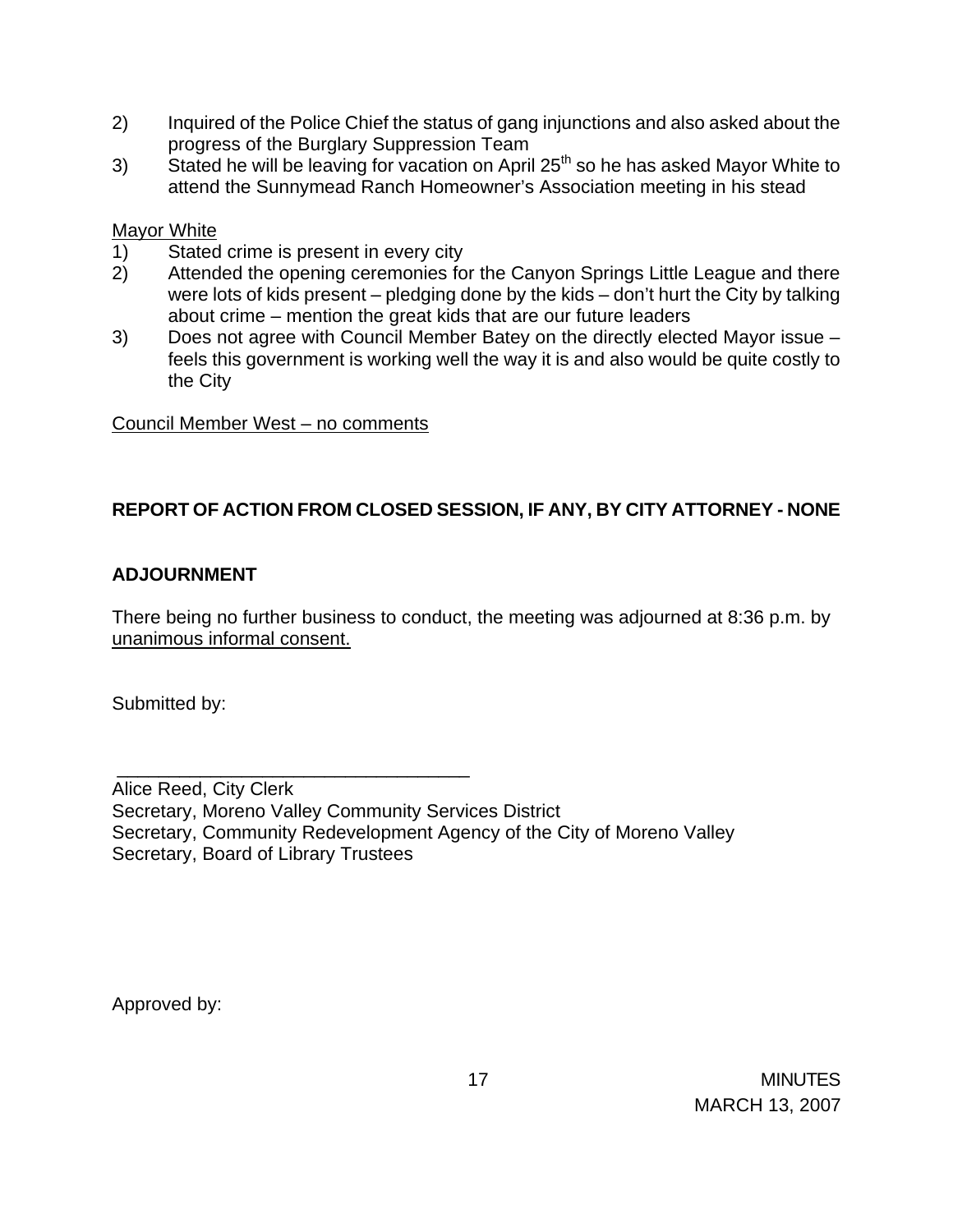2) Inquired of the Police Chief the status of gang injunctions and also asked about the progress of the Burglary Suppression Team
3) Stated he will be leaving for vacation on April 25th so he has asked Mayor White to attend the Sunnymead Ranch Homeowner's Association meeting in his stead

Mayor White
1) Stated crime is present in every city
2) Attended the opening ceremonies for the Canyon Springs Little League and there were lots of kids present – pledging done by the kids – don't hurt the City by talking about crime – mention the great kids that are our future leaders
3) Does not agree with Council Member Batey on the directly elected Mayor issue – feels this government is working well the way it is and also would be quite costly to the City

Council Member West – no comments

**REPORT OF ACTION FROM CLOSED SESSION, IF ANY, BY CITY ATTORNEY - NONE**

**ADJOURNMENT**

There being no further business to conduct, the meeting was adjourned at 8:36 p.m. by unanimous informal consent.

Submitted by:

\_\_\_\_\_\_\_\_\_\_\_\_\_\_\_\_\_\_\_\_\_\_\_\_\_\_\_\_\_\_\_\_\_\_\_\_
Alice Reed, City Clerk
Secretary, Moreno Valley Community Services District
Secretary, Community Redevelopment Agency of the City of Moreno Valley
Secretary, Board of Library Trustees

Approved by: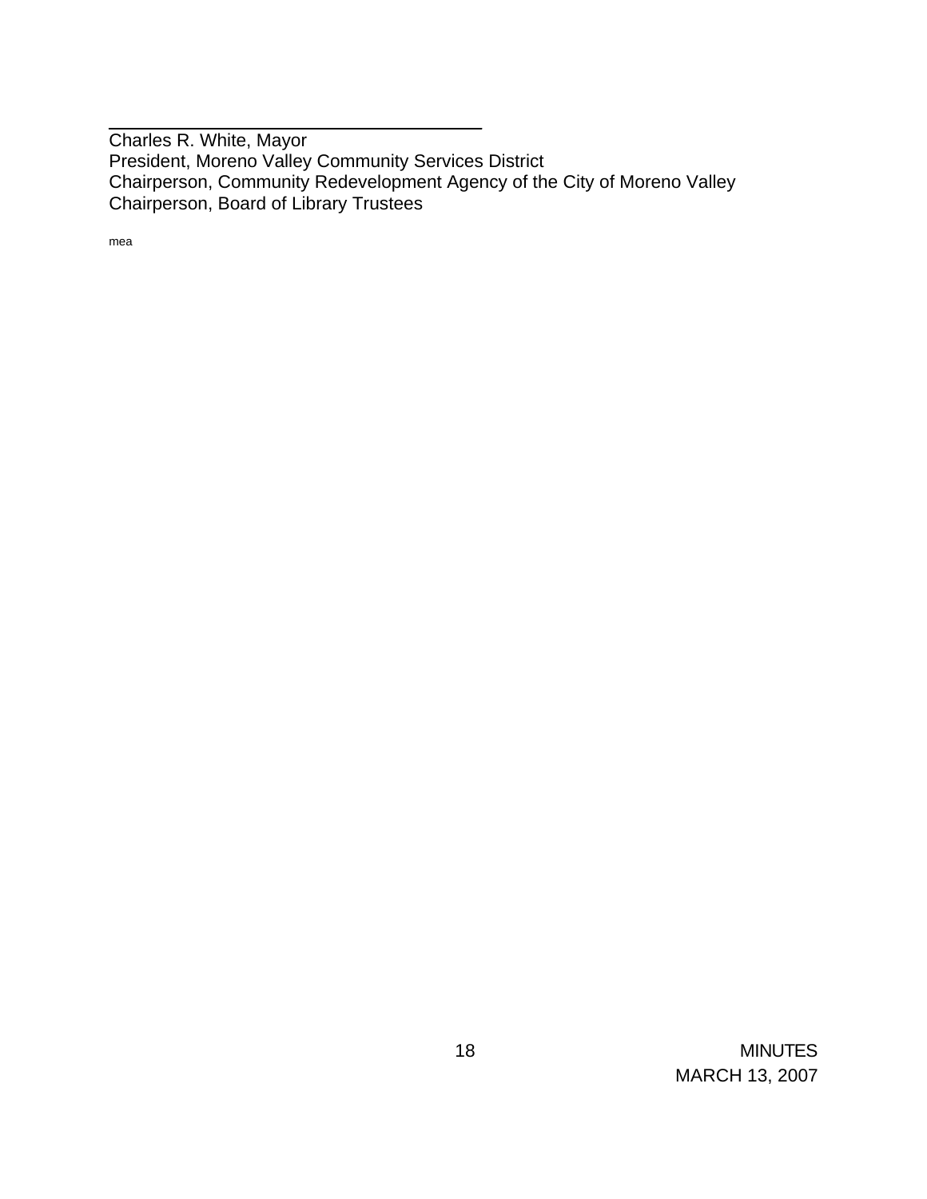\_\_\_\_\_\_\_\_\_\_\_\_\_\_\_\_\_\_\_\_\_\_\_\_\_\_\_\_\_\_\_\_\_\_\_\_

Charles R. White, Mayor
President, Moreno Valley Community Services District
Chairperson, Community Redevelopment Agency of the City of Moreno Valley
Chairperson, Board of Library Trustees

mea